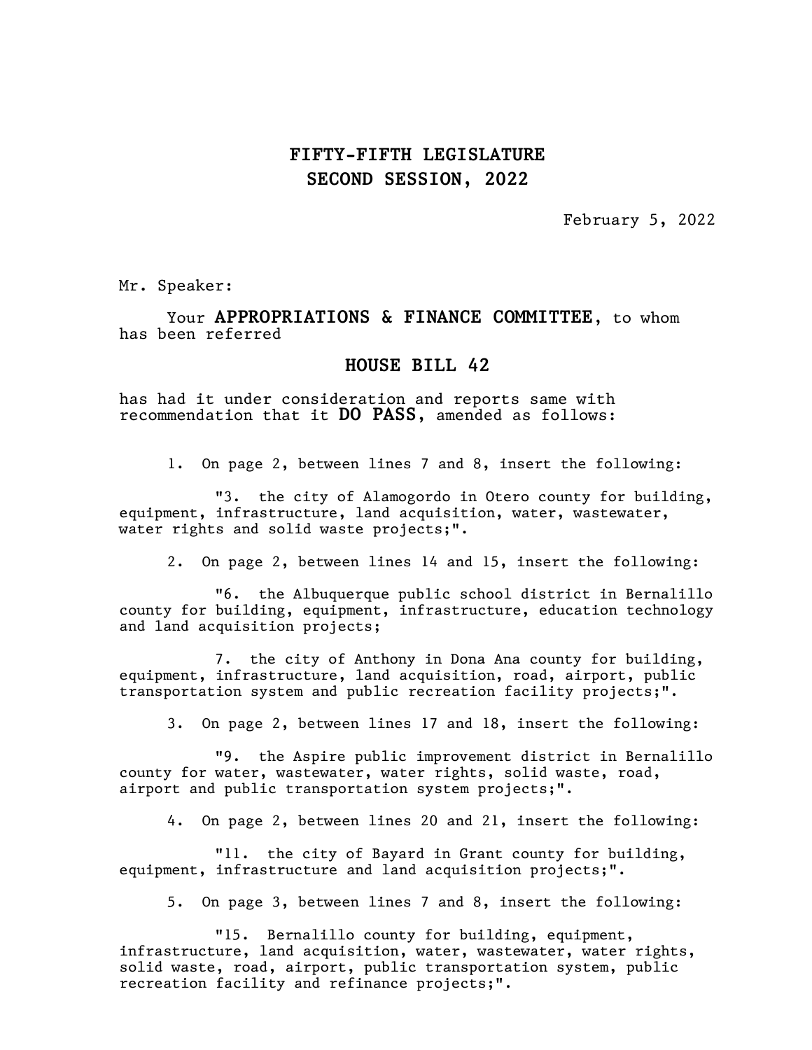# FIFTY-FIFTH LEGISLATURE
# SECOND SESSION, 2022

February 5, 2022

Mr. Speaker:

Your **APPROPRIATIONS & FINANCE COMMITTEE**, to whom has been referred

## HOUSE BILL 42

has had it under consideration and reports same with recommendation that it **DO PASS**, amended as follows:

1. On page 2, between lines 7 and 8, insert the following:

"3. the city of Alamogordo in Otero county for building, equipment, infrastructure, land acquisition, water, wastewater, water rights and solid waste projects;".

2. On page 2, between lines 14 and 15, insert the following:

"6. the Albuquerque public school district in Bernalillo county for building, equipment, infrastructure, education technology and land acquisition projects;

7. the city of Anthony in Dona Ana county for building, equipment, infrastructure, land acquisition, road, airport, public transportation system and public recreation facility projects;".

3. On page 2, between lines 17 and 18, insert the following:

"9. the Aspire public improvement district in Bernalillo county for water, wastewater, water rights, solid waste, road, airport and public transportation system projects;".

4. On page 2, between lines 20 and 21, insert the following:

"11. the city of Bayard in Grant county for building, equipment, infrastructure and land acquisition projects;".

5. On page 3, between lines 7 and 8, insert the following:

"15. Bernalillo county for building, equipment, infrastructure, land acquisition, water, wastewater, water rights, solid waste, road, airport, public transportation system, public recreation facility and refinance projects;".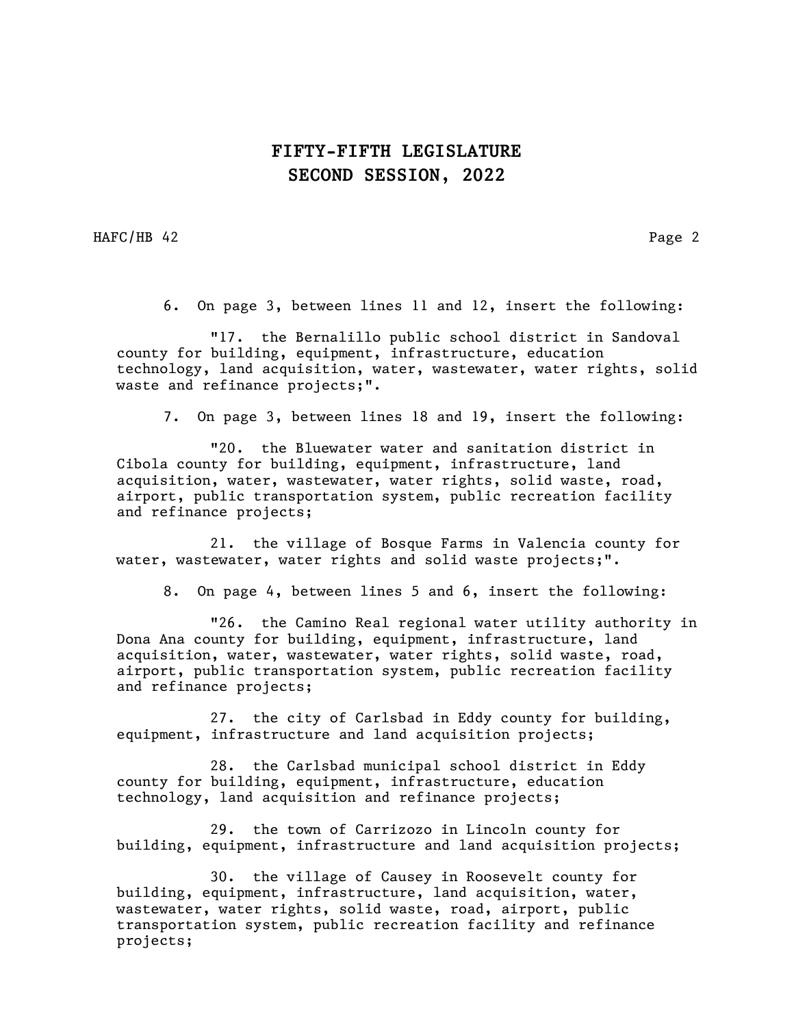6. On page 3, between lines 11 and 12, insert the following:

"17. the Bernalillo public school district in Sandoval county for building, equipment, infrastructure, education technology, land acquisition, water, wastewater, water rights, solid waste and refinance projects;".

7. On page 3, between lines 18 and 19, insert the following:

"20. the Bluewater water and sanitation district in Cibola county for building, equipment, infrastructure, land acquisition, water, wastewater, water rights, solid waste, road, airport, public transportation system, public recreation facility and refinance projects;

21. the village of Bosque Farms in Valencia county for water, wastewater, water rights and solid waste projects;".

8. On page 4, between lines 5 and 6, insert the following:

"26. the Camino Real regional water utility authority in Dona Ana county for building, equipment, infrastructure, land acquisition, water, wastewater, water rights, solid waste, road, airport, public transportation system, public recreation facility and refinance projects;

27. the city of Carlsbad in Eddy county for building, equipment, infrastructure and land acquisition projects;

28. the Carlsbad municipal school district in Eddy county for building, equipment, infrastructure, education technology, land acquisition and refinance projects;

29. the town of Carrizozo in Lincoln county for building, equipment, infrastructure and land acquisition projects;

30. the village of Causey in Roosevelt county for building, equipment, infrastructure, land acquisition, water, wastewater, water rights, solid waste, road, airport, public transportation system, public recreation facility and refinance projects;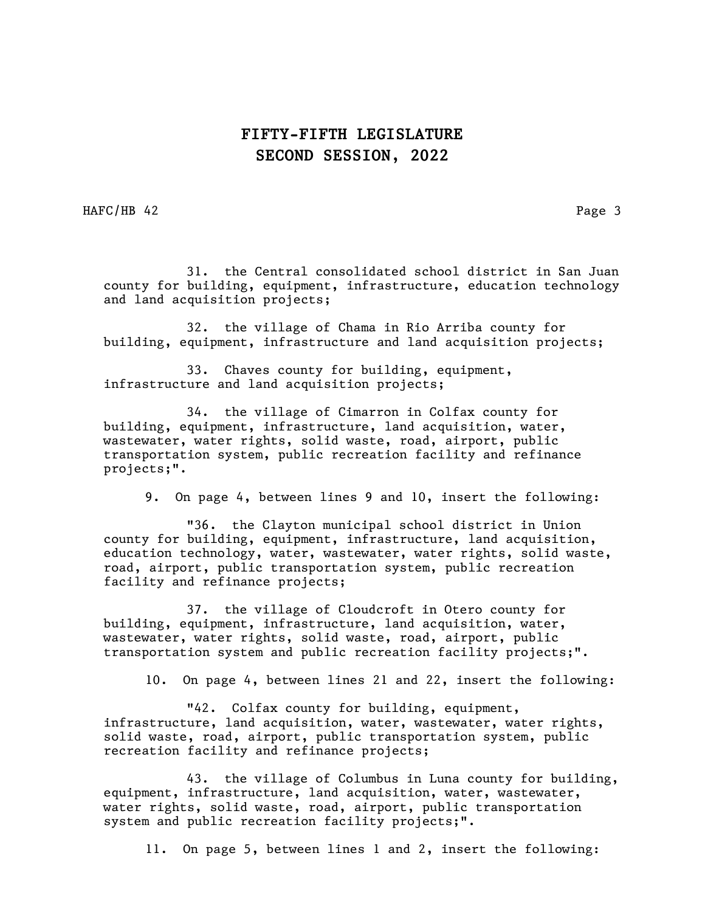31. the Central consolidated school district in San Juan county for building, equipment, infrastructure, education technology and land acquisition projects;

32. the village of Chama in Rio Arriba county for building, equipment, infrastructure and land acquisition projects;

33. Chaves county for building, equipment, infrastructure and land acquisition projects;

34. the village of Cimarron in Colfax county for building, equipment, infrastructure, land acquisition, water, wastewater, water rights, solid waste, road, airport, public transportation system, public recreation facility and refinance projects;".

9. On page 4, between lines 9 and 10, insert the following:

"36. the Clayton municipal school district in Union county for building, equipment, infrastructure, land acquisition, education technology, water, wastewater, water rights, solid waste, road, airport, public transportation system, public recreation facility and refinance projects;

37. the village of Cloudcroft in Otero county for building, equipment, infrastructure, land acquisition, water, wastewater, water rights, solid waste, road, airport, public transportation system and public recreation facility projects;".

10. On page 4, between lines 21 and 22, insert the following:

"42. Colfax county for building, equipment, infrastructure, land acquisition, water, wastewater, water rights, solid waste, road, airport, public transportation system, public recreation facility and refinance projects;

43. the village of Columbus in Luna county for building, equipment, infrastructure, land acquisition, water, wastewater, water rights, solid waste, road, airport, public transportation system and public recreation facility projects;".

11. On page 5, between lines 1 and 2, insert the following: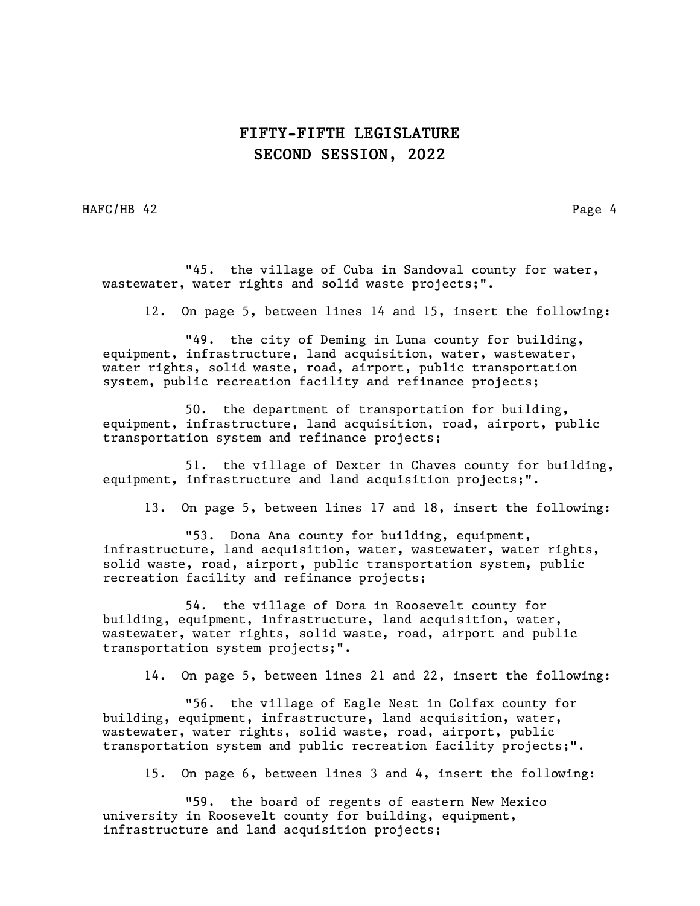"45. the village of Cuba in Sandoval county for water, wastewater, water rights and solid waste projects;".

12. On page 5, between lines 14 and 15, insert the following:

"49. the city of Deming in Luna county for building, equipment, infrastructure, land acquisition, water, wastewater, water rights, solid waste, road, airport, public transportation system, public recreation facility and refinance projects;

50. the department of transportation for building, equipment, infrastructure, land acquisition, road, airport, public transportation system and refinance projects;

51. the village of Dexter in Chaves county for building, equipment, infrastructure and land acquisition projects;".

13. On page 5, between lines 17 and 18, insert the following:

"53. Dona Ana county for building, equipment, infrastructure, land acquisition, water, wastewater, water rights, solid waste, road, airport, public transportation system, public recreation facility and refinance projects;

54. the village of Dora in Roosevelt county for building, equipment, infrastructure, land acquisition, water, wastewater, water rights, solid waste, road, airport and public transportation system projects;".

14. On page 5, between lines 21 and 22, insert the following:

"56. the village of Eagle Nest in Colfax county for building, equipment, infrastructure, land acquisition, water, wastewater, water rights, solid waste, road, airport, public transportation system and public recreation facility projects;".

15. On page 6, between lines 3 and 4, insert the following:

"59. the board of regents of eastern New Mexico university in Roosevelt county for building, equipment, infrastructure and land acquisition projects;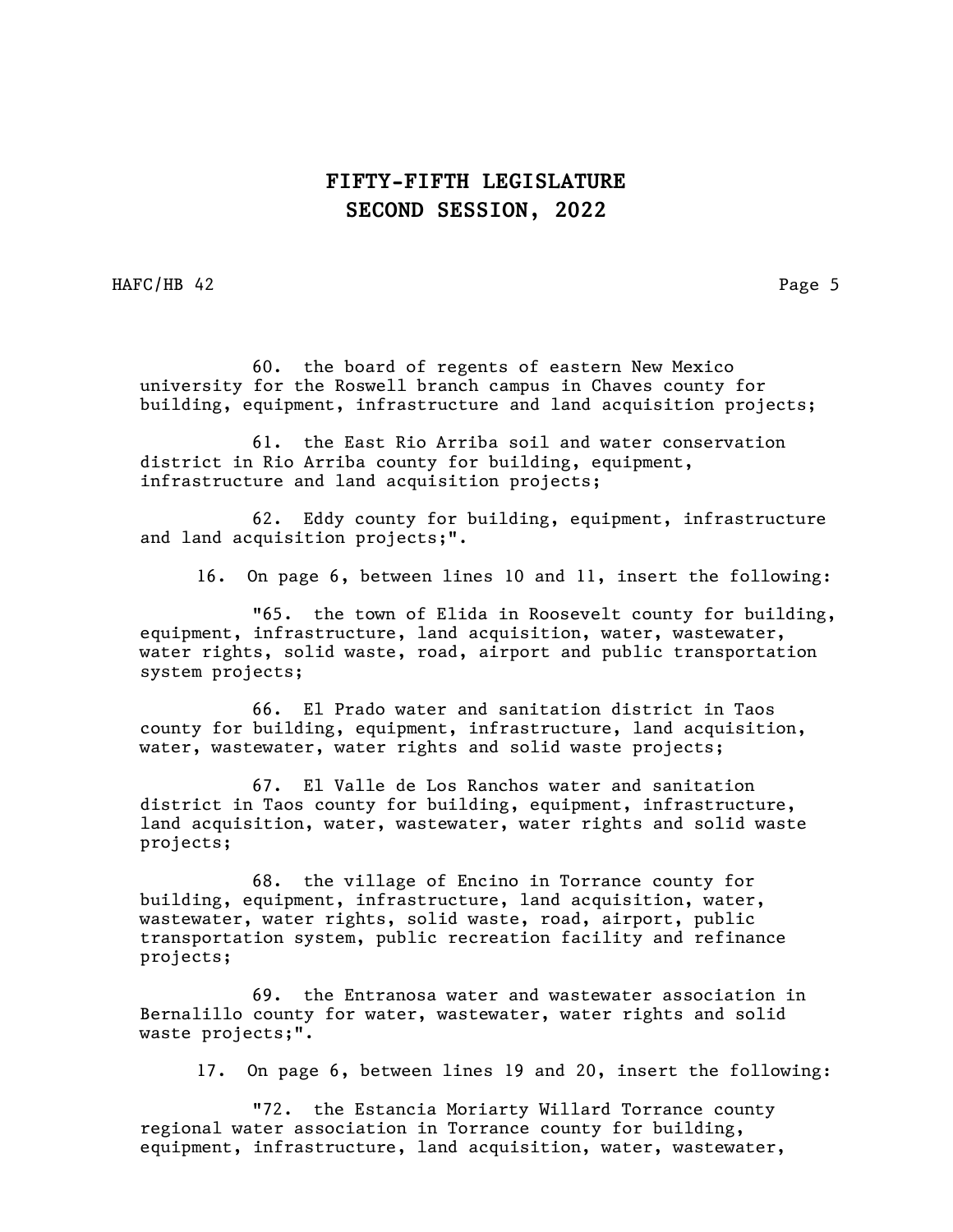60. the board of regents of eastern New Mexico university for the Roswell branch campus in Chaves county for building, equipment, infrastructure and land acquisition projects;

61. the East Rio Arriba soil and water conservation district in Rio Arriba county for building, equipment, infrastructure and land acquisition projects;

62. Eddy county for building, equipment, infrastructure and land acquisition projects;".

16. On page 6, between lines 10 and 11, insert the following:

"65. the town of Elida in Roosevelt county for building, equipment, infrastructure, land acquisition, water, wastewater, water rights, solid waste, road, airport and public transportation system projects;

66. El Prado water and sanitation district in Taos county for building, equipment, infrastructure, land acquisition, water, wastewater, water rights and solid waste projects;

67. El Valle de Los Ranchos water and sanitation district in Taos county for building, equipment, infrastructure, land acquisition, water, wastewater, water rights and solid waste projects;

68. the village of Encino in Torrance county for building, equipment, infrastructure, land acquisition, water, wastewater, water rights, solid waste, road, airport, public transportation system, public recreation facility and refinance projects;

69. the Entranosa water and wastewater association in Bernalillo county for water, wastewater, water rights and solid waste projects;".

17. On page 6, between lines 19 and 20, insert the following:

"72. the Estancia Moriarty Willard Torrance county regional water association in Torrance county for building, equipment, infrastructure, land acquisition, water, wastewater,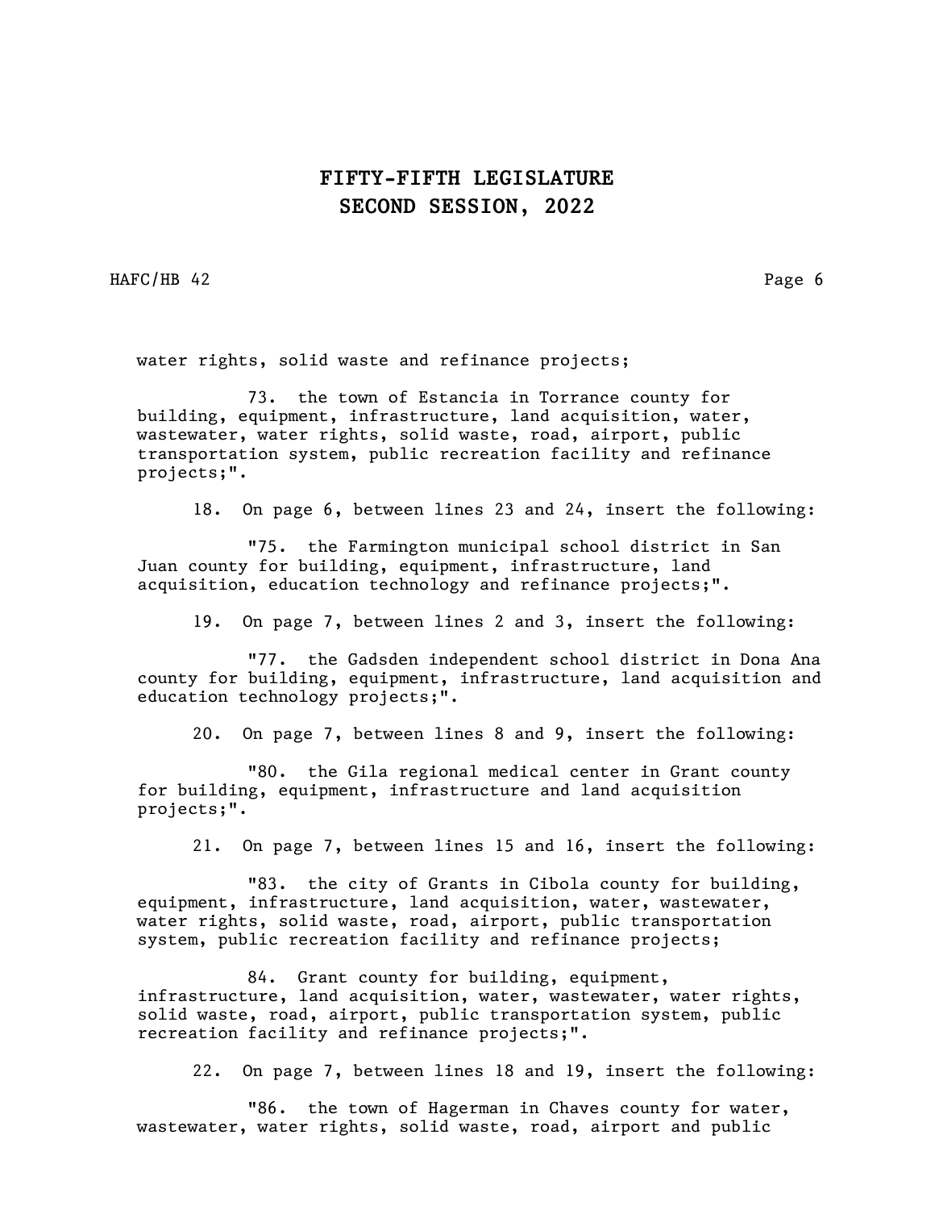water rights, solid waste and refinance projects;

73. the town of Estancia in Torrance county for building, equipment, infrastructure, land acquisition, water, wastewater, water rights, solid waste, road, airport, public transportation system, public recreation facility and refinance projects;".

18. On page 6, between lines 23 and 24, insert the following:

"75. the Farmington municipal school district in San Juan county for building, equipment, infrastructure, land acquisition, education technology and refinance projects;".

19. On page 7, between lines 2 and 3, insert the following:

"77. the Gadsden independent school district in Dona Ana county for building, equipment, infrastructure, land acquisition and education technology projects;".

20. On page 7, between lines 8 and 9, insert the following:

"80. the Gila regional medical center in Grant county for building, equipment, infrastructure and land acquisition projects;".

21. On page 7, between lines 15 and 16, insert the following:

"83. the city of Grants in Cibola county for building, equipment, infrastructure, land acquisition, water, wastewater, water rights, solid waste, road, airport, public transportation system, public recreation facility and refinance projects;

84. Grant county for building, equipment, infrastructure, land acquisition, water, wastewater, water rights, solid waste, road, airport, public transportation system, public recreation facility and refinance projects;".

22. On page 7, between lines 18 and 19, insert the following:

"86. the town of Hagerman in Chaves county for water, wastewater, water rights, solid waste, road, airport and public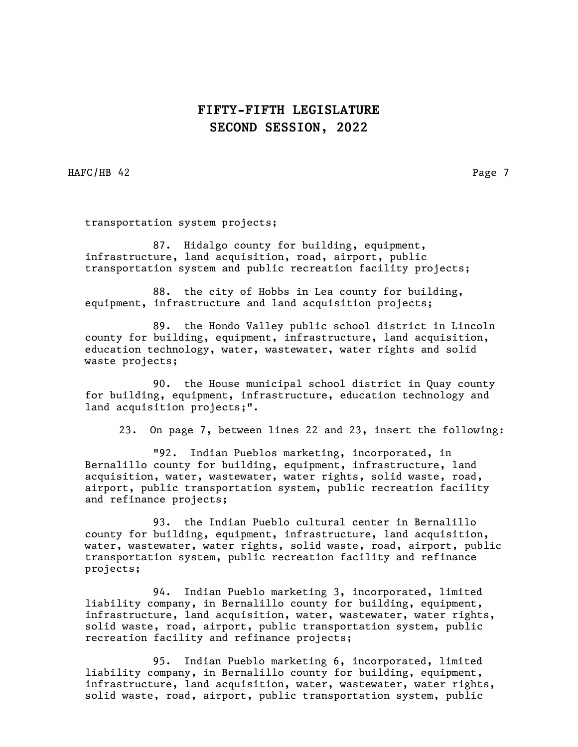# FIFTY-FIFTH LEGISLATURE
# SECOND SESSION, 2022

transportation system projects;

87. Hidalgo county for building, equipment, infrastructure, land acquisition, road, airport, public transportation system and public recreation facility projects;

88. the city of Hobbs in Lea county for building, equipment, infrastructure and land acquisition projects;

89. the Hondo Valley public school district in Lincoln county for building, equipment, infrastructure, land acquisition, education technology, water, wastewater, water rights and solid waste projects;

90. the House municipal school district in Quay county for building, equipment, infrastructure, education technology and land acquisition projects;".

23. On page 7, between lines 22 and 23, insert the following:

"92. Indian Pueblos marketing, incorporated, in Bernalillo county for building, equipment, infrastructure, land acquisition, water, wastewater, water rights, solid waste, road, airport, public transportation system, public recreation facility and refinance projects;

93. the Indian Pueblo cultural center in Bernalillo county for building, equipment, infrastructure, land acquisition, water, wastewater, water rights, solid waste, road, airport, public transportation system, public recreation facility and refinance projects;

94. Indian Pueblo marketing 3, incorporated, limited liability company, in Bernalillo county for building, equipment, infrastructure, land acquisition, water, wastewater, water rights, solid waste, road, airport, public transportation system, public recreation facility and refinance projects;

95. Indian Pueblo marketing 6, incorporated, limited liability company, in Bernalillo county for building, equipment, infrastructure, land acquisition, water, wastewater, water rights, solid waste, road, airport, public transportation system, public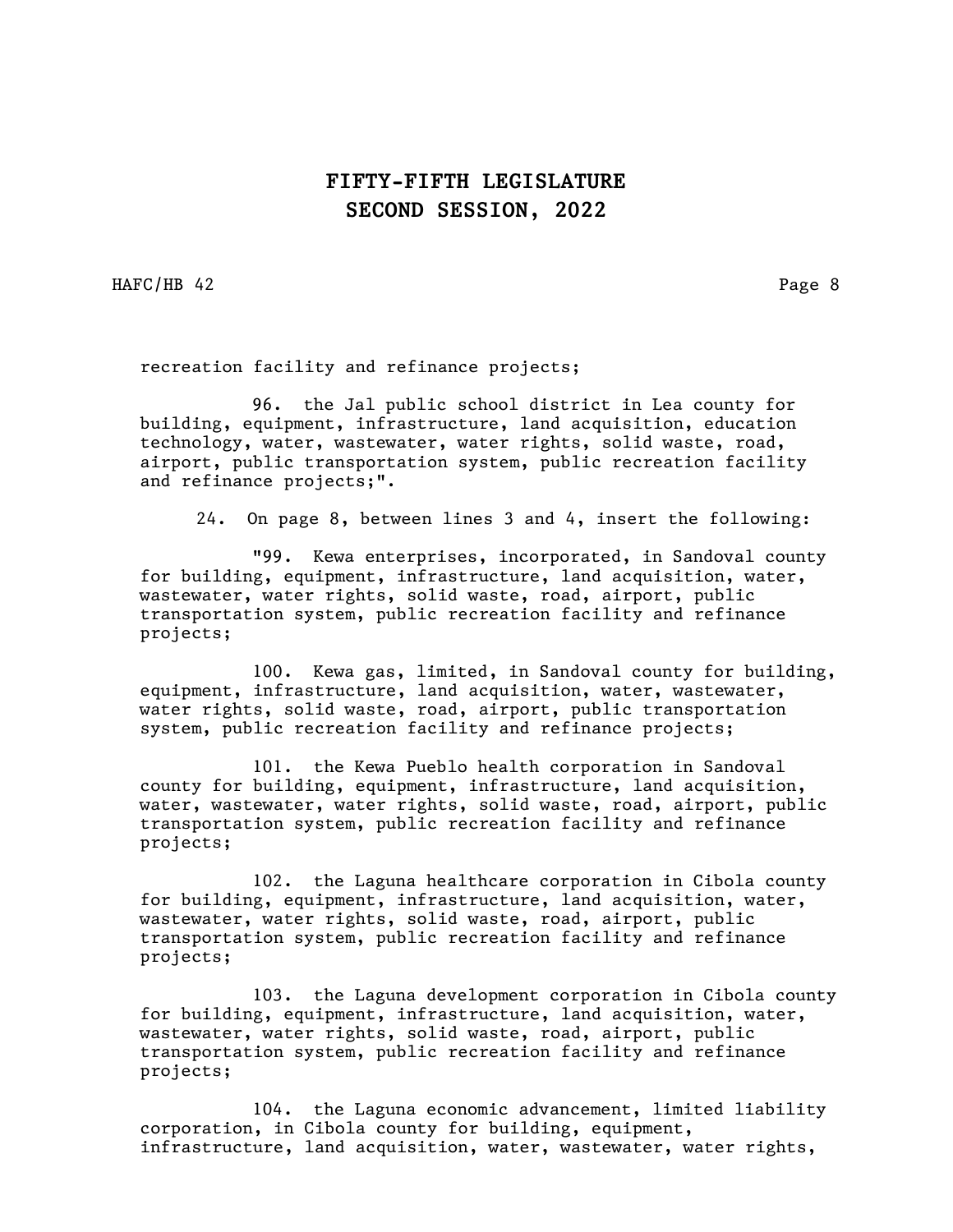recreation facility and refinance projects;

96. the Jal public school district in Lea county for building, equipment, infrastructure, land acquisition, education technology, water, wastewater, water rights, solid waste, road, airport, public transportation system, public recreation facility and refinance projects;".

24. On page 8, between lines 3 and 4, insert the following:

"99. Kewa enterprises, incorporated, in Sandoval county for building, equipment, infrastructure, land acquisition, water, wastewater, water rights, solid waste, road, airport, public transportation system, public recreation facility and refinance projects;

100. Kewa gas, limited, in Sandoval county for building, equipment, infrastructure, land acquisition, water, wastewater, water rights, solid waste, road, airport, public transportation system, public recreation facility and refinance projects;

101. the Kewa Pueblo health corporation in Sandoval county for building, equipment, infrastructure, land acquisition, water, wastewater, water rights, solid waste, road, airport, public transportation system, public recreation facility and refinance projects;

102. the Laguna healthcare corporation in Cibola county for building, equipment, infrastructure, land acquisition, water, wastewater, water rights, solid waste, road, airport, public transportation system, public recreation facility and refinance projects;

103. the Laguna development corporation in Cibola county for building, equipment, infrastructure, land acquisition, water, wastewater, water rights, solid waste, road, airport, public transportation system, public recreation facility and refinance projects;

104. the Laguna economic advancement, limited liability corporation, in Cibola county for building, equipment, infrastructure, land acquisition, water, wastewater, water rights,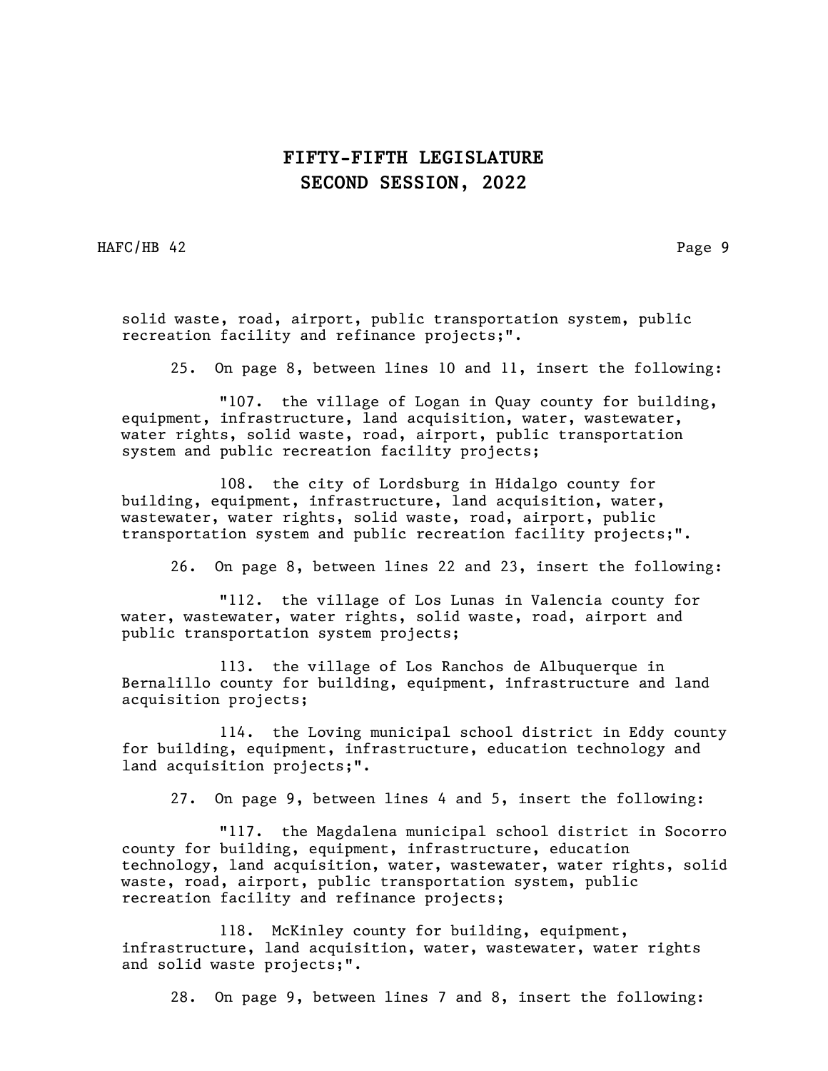solid waste, road, airport, public transportation system, public recreation facility and refinance projects;".

25. On page 8, between lines 10 and 11, insert the following:

"107. the village of Logan in Quay county for building, equipment, infrastructure, land acquisition, water, wastewater, water rights, solid waste, road, airport, public transportation system and public recreation facility projects;

108. the city of Lordsburg in Hidalgo county for building, equipment, infrastructure, land acquisition, water, wastewater, water rights, solid waste, road, airport, public transportation system and public recreation facility projects;".

26. On page 8, between lines 22 and 23, insert the following:

"112. the village of Los Lunas in Valencia county for water, wastewater, water rights, solid waste, road, airport and public transportation system projects;

113. the village of Los Ranchos de Albuquerque in Bernalillo county for building, equipment, infrastructure and land acquisition projects;

114. the Loving municipal school district in Eddy county for building, equipment, infrastructure, education technology and land acquisition projects;".

27. On page 9, between lines 4 and 5, insert the following:

"117. the Magdalena municipal school district in Socorro county for building, equipment, infrastructure, education technology, land acquisition, water, wastewater, water rights, solid waste, road, airport, public transportation system, public recreation facility and refinance projects;

118. McKinley county for building, equipment, infrastructure, land acquisition, water, wastewater, water rights and solid waste projects;".

28. On page 9, between lines 7 and 8, insert the following: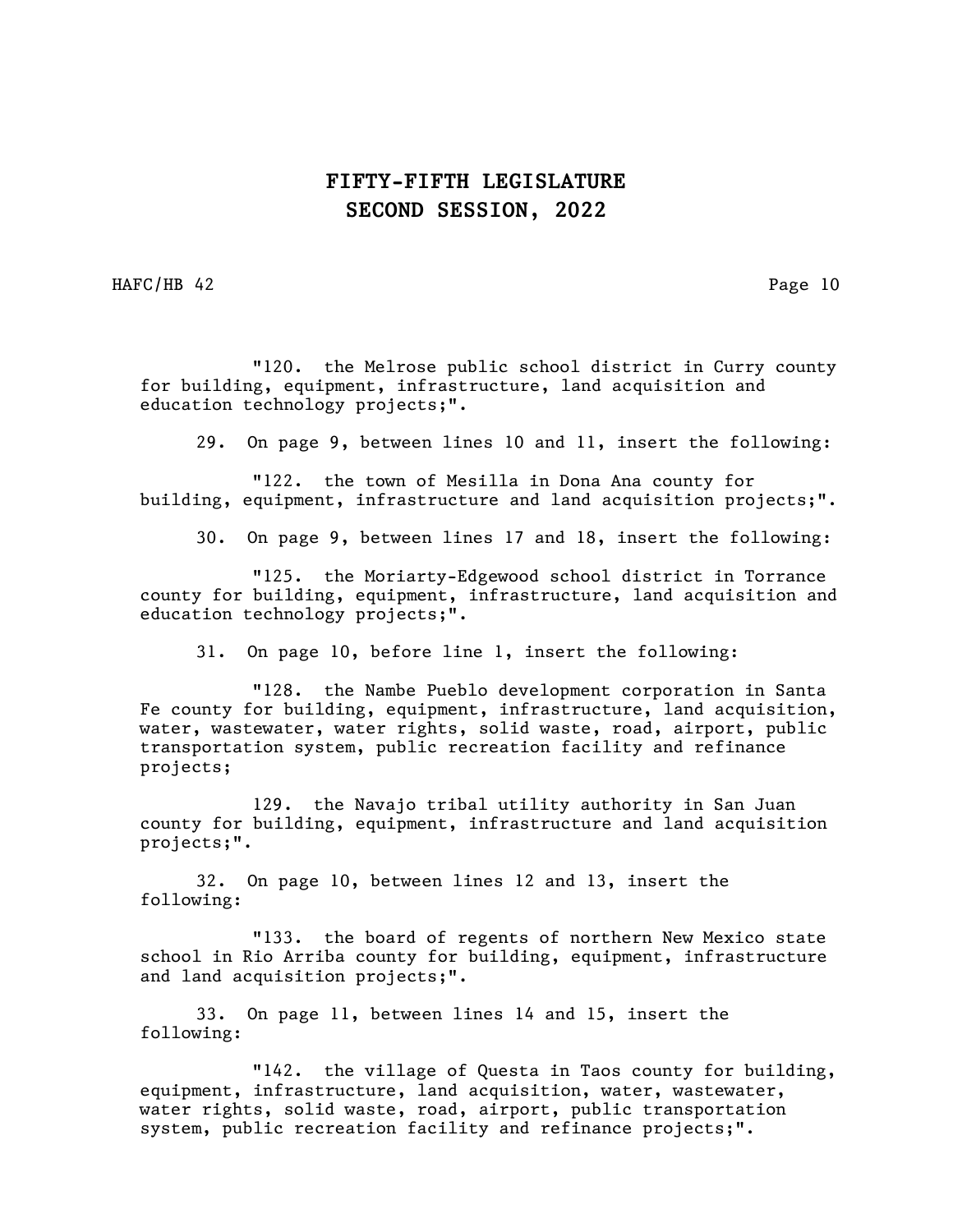"120. the Melrose public school district in Curry county for building, equipment, infrastructure, land acquisition and education technology projects;".

29. On page 9, between lines 10 and 11, insert the following:

"122. the town of Mesilla in Dona Ana county for building, equipment, infrastructure and land acquisition projects;".

30. On page 9, between lines 17 and 18, insert the following:

"125. the Moriarty-Edgewood school district in Torrance county for building, equipment, infrastructure, land acquisition and education technology projects;".

31. On page 10, before line 1, insert the following:

"128. the Nambe Pueblo development corporation in Santa Fe county for building, equipment, infrastructure, land acquisition, water, wastewater, water rights, solid waste, road, airport, public transportation system, public recreation facility and refinance projects;

129. the Navajo tribal utility authority in San Juan county for building, equipment, infrastructure and land acquisition projects;".

32. On page 10, between lines 12 and 13, insert the following:

"133. the board of regents of northern New Mexico state school in Rio Arriba county for building, equipment, infrastructure and land acquisition projects;".

33. On page 11, between lines 14 and 15, insert the following:

"142. the village of Questa in Taos county for building, equipment, infrastructure, land acquisition, water, wastewater, water rights, solid waste, road, airport, public transportation system, public recreation facility and refinance projects;".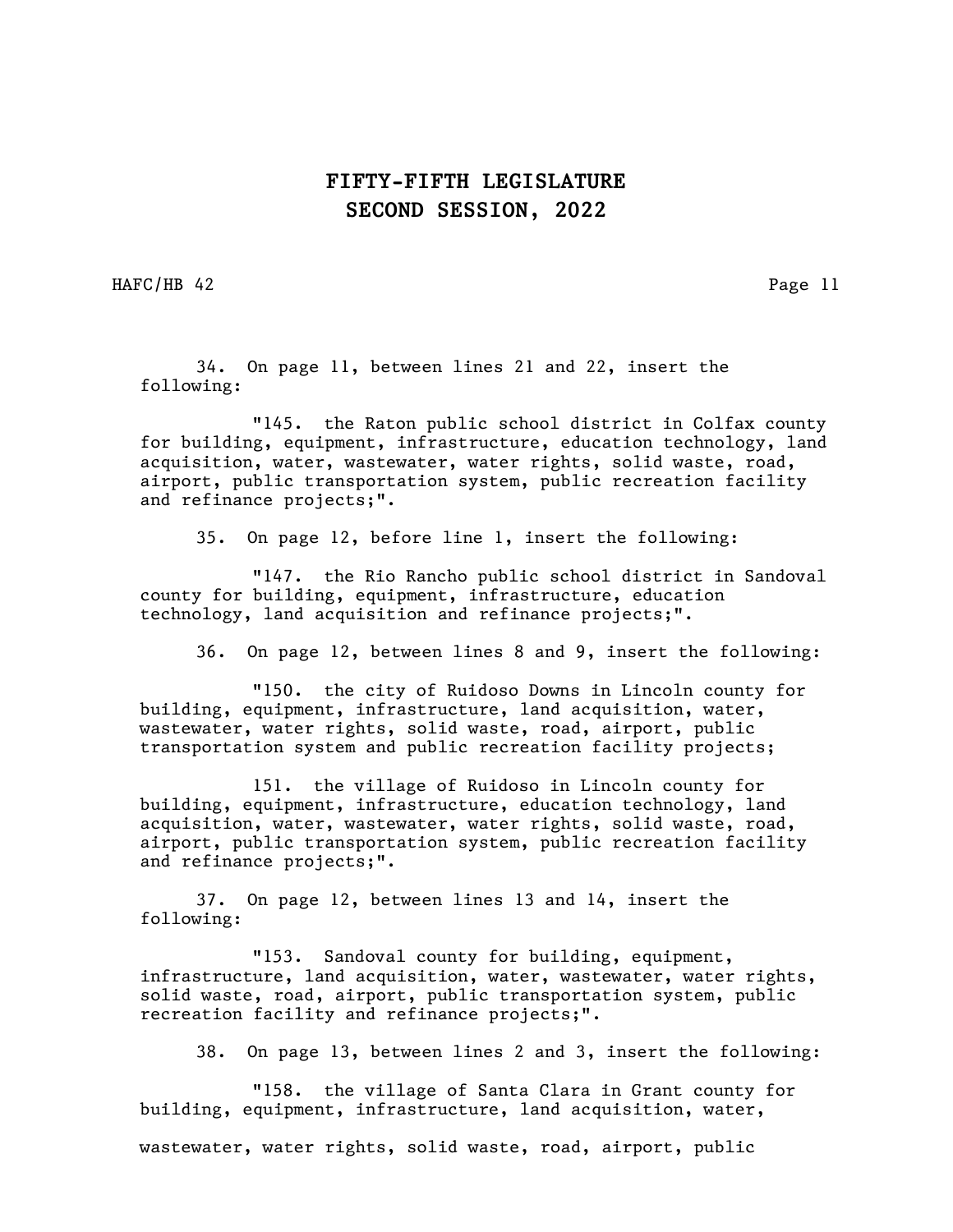34. On page 11, between lines 21 and 22, insert the following:

"145. the Raton public school district in Colfax county for building, equipment, infrastructure, education technology, land acquisition, water, wastewater, water rights, solid waste, road, airport, public transportation system, public recreation facility and refinance projects;".

35. On page 12, before line 1, insert the following:

"147. the Rio Rancho public school district in Sandoval county for building, equipment, infrastructure, education technology, land acquisition and refinance projects;".

36. On page 12, between lines 8 and 9, insert the following:

"150. the city of Ruidoso Downs in Lincoln county for building, equipment, infrastructure, land acquisition, water, wastewater, water rights, solid waste, road, airport, public transportation system and public recreation facility projects;

151. the village of Ruidoso in Lincoln county for building, equipment, infrastructure, education technology, land acquisition, water, wastewater, water rights, solid waste, road, airport, public transportation system, public recreation facility and refinance projects;".

37. On page 12, between lines 13 and 14, insert the following:

"153. Sandoval county for building, equipment, infrastructure, land acquisition, water, wastewater, water rights, solid waste, road, airport, public transportation system, public recreation facility and refinance projects;".

38. On page 13, between lines 2 and 3, insert the following:

"158. the village of Santa Clara in Grant county for building, equipment, infrastructure, land acquisition, water, wastewater, water rights, solid waste, road, airport, public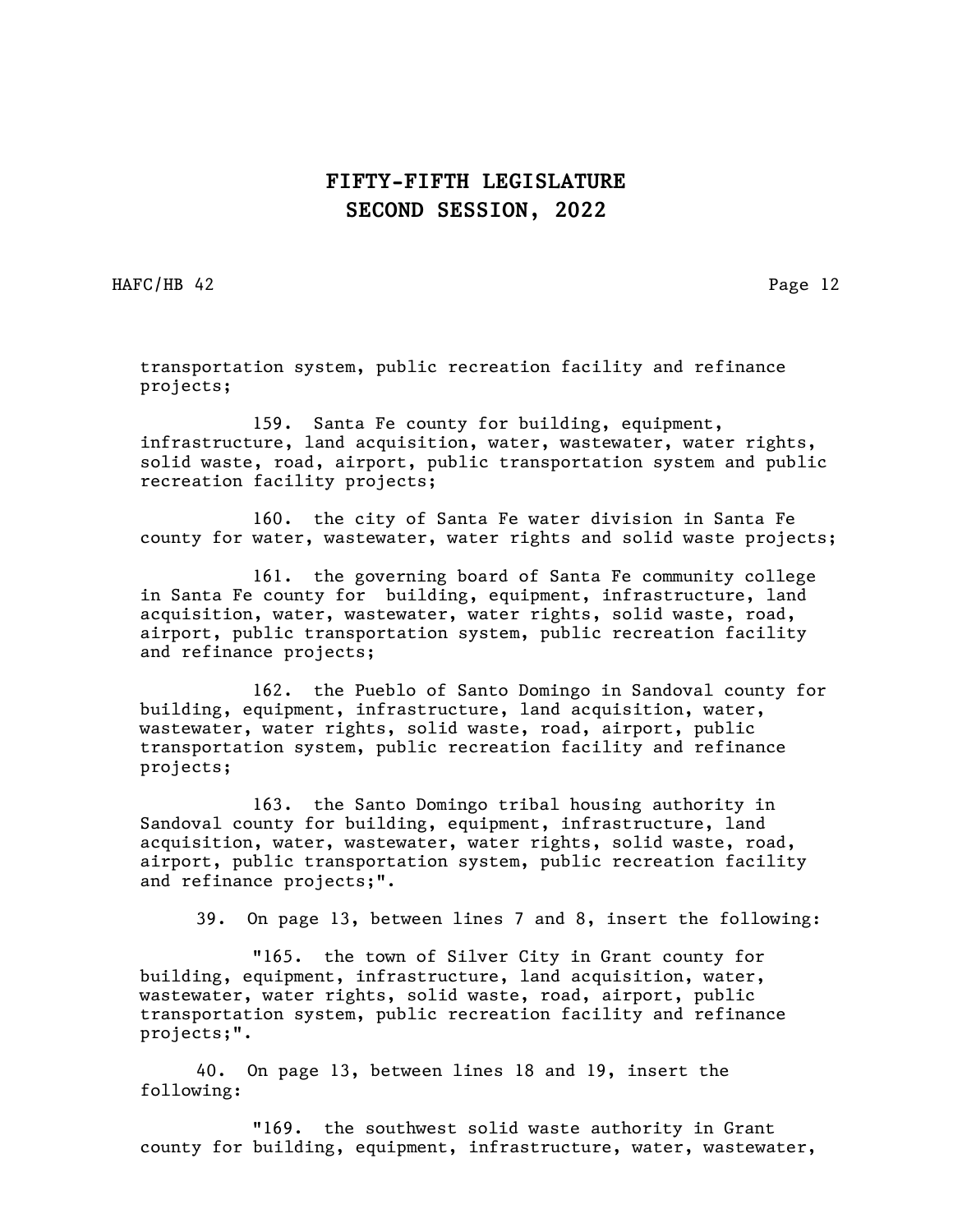transportation system, public recreation facility and refinance projects;

159. Santa Fe county for building, equipment, infrastructure, land acquisition, water, wastewater, water rights, solid waste, road, airport, public transportation system and public recreation facility projects;

160. the city of Santa Fe water division in Santa Fe county for water, wastewater, water rights and solid waste projects;

161. the governing board of Santa Fe community college in Santa Fe county for building, equipment, infrastructure, land acquisition, water, wastewater, water rights, solid waste, road, airport, public transportation system, public recreation facility and refinance projects;

162. the Pueblo of Santo Domingo in Sandoval county for building, equipment, infrastructure, land acquisition, water, wastewater, water rights, solid waste, road, airport, public transportation system, public recreation facility and refinance projects;

163. the Santo Domingo tribal housing authority in Sandoval county for building, equipment, infrastructure, land acquisition, water, wastewater, water rights, solid waste, road, airport, public transportation system, public recreation facility and refinance projects;".

39. On page 13, between lines 7 and 8, insert the following:

"165. the town of Silver City in Grant county for building, equipment, infrastructure, land acquisition, water, wastewater, water rights, solid waste, road, airport, public transportation system, public recreation facility and refinance projects;".

40. On page 13, between lines 18 and 19, insert the following:

"169. the southwest solid waste authority in Grant county for building, equipment, infrastructure, water, wastewater,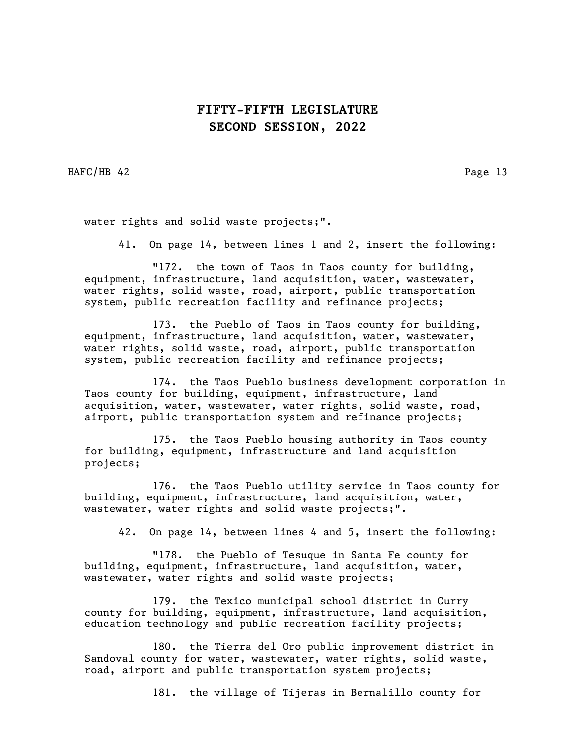water rights and solid waste projects;".

41. On page 14, between lines 1 and 2, insert the following:

"172. the town of Taos in Taos county for building, equipment, infrastructure, land acquisition, water, wastewater, water rights, solid waste, road, airport, public transportation system, public recreation facility and refinance projects;

173. the Pueblo of Taos in Taos county for building, equipment, infrastructure, land acquisition, water, wastewater, water rights, solid waste, road, airport, public transportation system, public recreation facility and refinance projects;

174. the Taos Pueblo business development corporation in Taos county for building, equipment, infrastructure, land acquisition, water, wastewater, water rights, solid waste, road, airport, public transportation system and refinance projects;

175. the Taos Pueblo housing authority in Taos county for building, equipment, infrastructure and land acquisition projects;

176. the Taos Pueblo utility service in Taos county for building, equipment, infrastructure, land acquisition, water, wastewater, water rights and solid waste projects;".

42. On page 14, between lines 4 and 5, insert the following:

"178. the Pueblo of Tesuque in Santa Fe county for building, equipment, infrastructure, land acquisition, water, wastewater, water rights and solid waste projects;

179. the Texico municipal school district in Curry county for building, equipment, infrastructure, land acquisition, education technology and public recreation facility projects;

180. the Tierra del Oro public improvement district in Sandoval county for water, wastewater, water rights, solid waste, road, airport and public transportation system projects;

181. the village of Tijeras in Bernalillo county for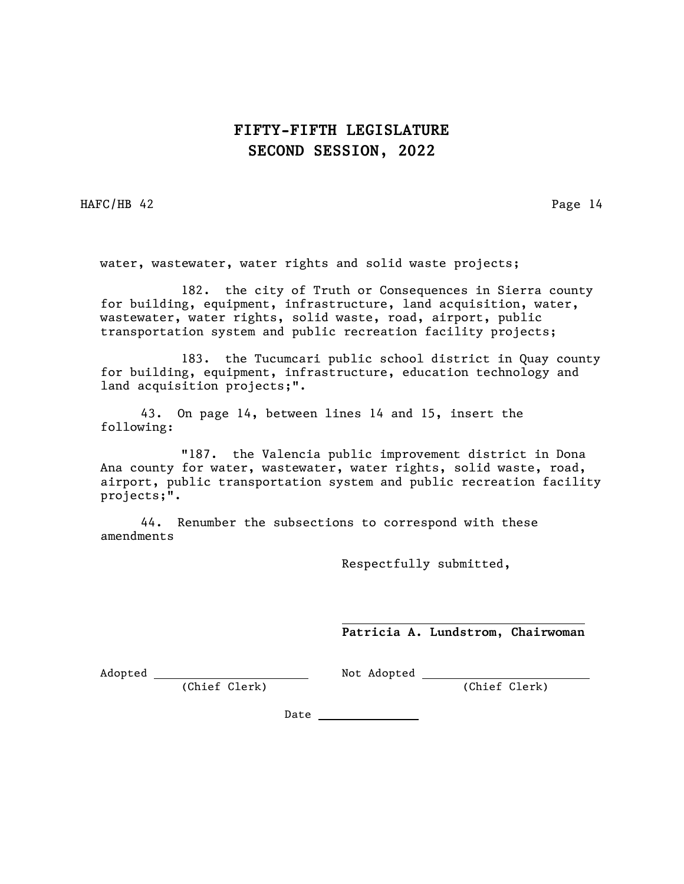# FIFTY-FIFTH LEGISLATURE
# SECOND SESSION, 2022

water, wastewater, water rights and solid waste projects;

182. the city of Truth or Consequences in Sierra county for building, equipment, infrastructure, land acquisition, water, wastewater, water rights, solid waste, road, airport, public transportation system and public recreation facility projects;

183. the Tucumcari public school district in Quay county for building, equipment, infrastructure, education technology and land acquisition projects;".

43. On page 14, between lines 14 and 15, insert the following:

"187. the Valencia public improvement district in Dona Ana county for water, wastewater, water rights, solid waste, road, airport, public transportation system and public recreation facility projects;".

44. Renumber the subsections to correspond with these amendments

Respectfully submitted,

**Patricia A. Lundstrom, Chairwoman**

Adopted ______________________ (Chief Clerk)

Not Adopted ______________________ (Chief Clerk)

Date ______________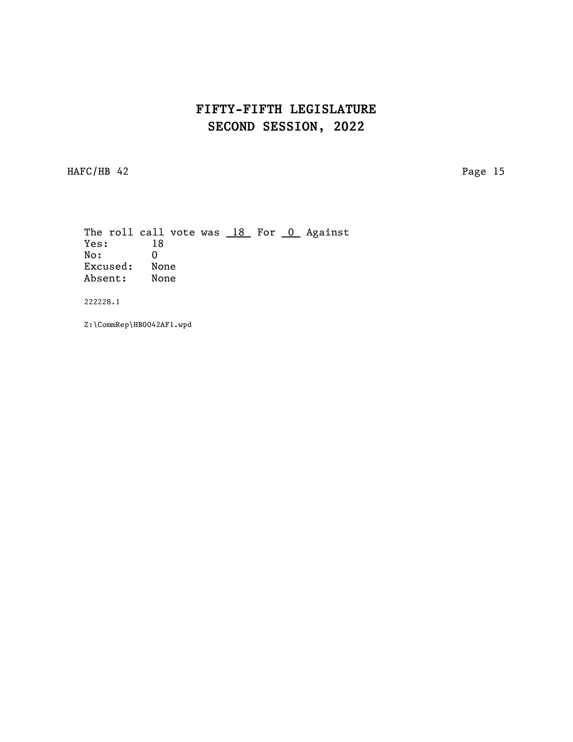The roll call vote was 18 For 0 Against

Yes: 18
No: 0
Excused: None
Absent: None

222228.1

Z:\CommRep\HB0042AF1.wpd